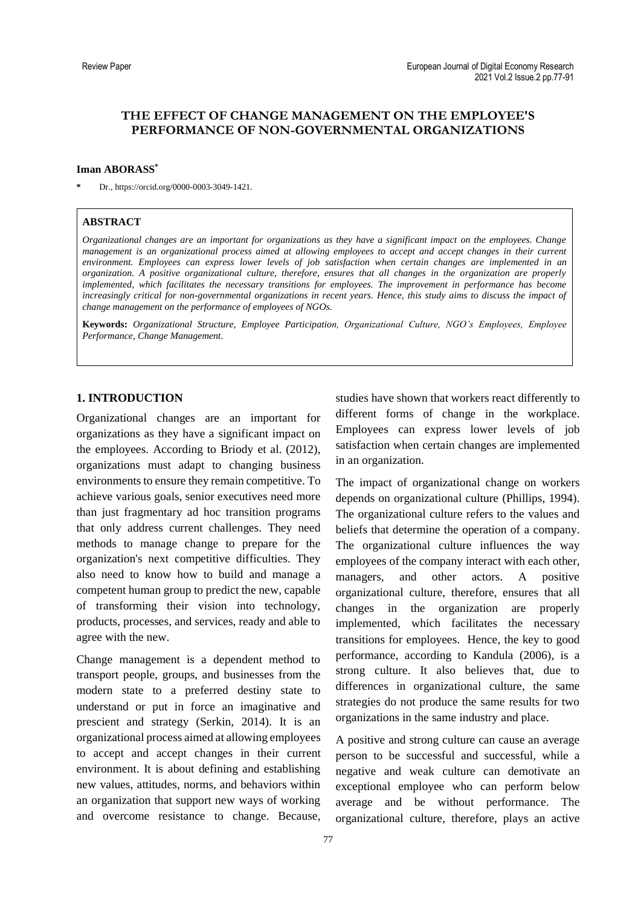Review Paper

# THE EFFECT OF CHANGE MANAGEMENT ON THE EMPLOYEE'S PERFORMANCE OF NON-GOVERNMENTAL ORGANIZATIONS

**Iman ABORASS***

\* Dr., https://orcid.org/0000-0003-3049-1421.

**ABSTRACT**

*Organizational changes are an important for organizations as they have a significant impact on the employees. Change management is an organizational process aimed at allowing employees to accept and accept changes in their current environment. Employees can express lower levels of job satisfaction when certain changes are implemented in an organization. A positive organizational culture, therefore, ensures that all changes in the organization are properly implemented, which facilitates the necessary transitions for employees. The improvement in performance has become increasingly critical for non-governmental organizations in recent years. Hence, this study aims to discuss the impact of change management on the performance of employees of NGOs.*

**Keywords:** *Organizational Structure, Employee Participation, Organizational Culture, NGO's Employees, Employee Performance, Change Management.*

## 1. INTRODUCTION

Organizational changes are an important for organizations as they have a significant impact on the employees. According to Briody et al. (2012), organizations must adapt to changing business environments to ensure they remain competitive. To achieve various goals, senior executives need more than just fragmentary ad hoc transition programs that only address current challenges. They need methods to manage change to prepare for the organization's next competitive difficulties. They also need to know how to build and manage a competent human group to predict the new, capable of transforming their vision into technology, products, processes, and services, ready and able to agree with the new.

Change management is a dependent method to transport people, groups, and businesses from the modern state to a preferred destiny state to understand or put in force an imaginative and prescient and strategy (Serkin, 2014). It is an organizational process aimed at allowing employees to accept and accept changes in their current environment. It is about defining and establishing new values, attitudes, norms, and behaviors within an organization that support new ways of working and overcome resistance to change. Because, studies have shown that workers react differently to different forms of change in the workplace. Employees can express lower levels of job satisfaction when certain changes are implemented in an organization.

The impact of organizational change on workers depends on organizational culture (Phillips, 1994). The organizational culture refers to the values and beliefs that determine the operation of a company. The organizational culture influences the way employees of the company interact with each other, managers, and other actors. A positive organizational culture, therefore, ensures that all changes in the organization are properly implemented, which facilitates the necessary transitions for employees. Hence, the key to good performance, according to Kandula (2006), is a strong culture. It also believes that, due to differences in organizational culture, the same strategies do not produce the same results for two organizations in the same industry and place.

A positive and strong culture can cause an average person to be successful and successful, while a negative and weak culture can demotivate an exceptional employee who can perform below average and be without performance. The organizational culture, therefore, plays an active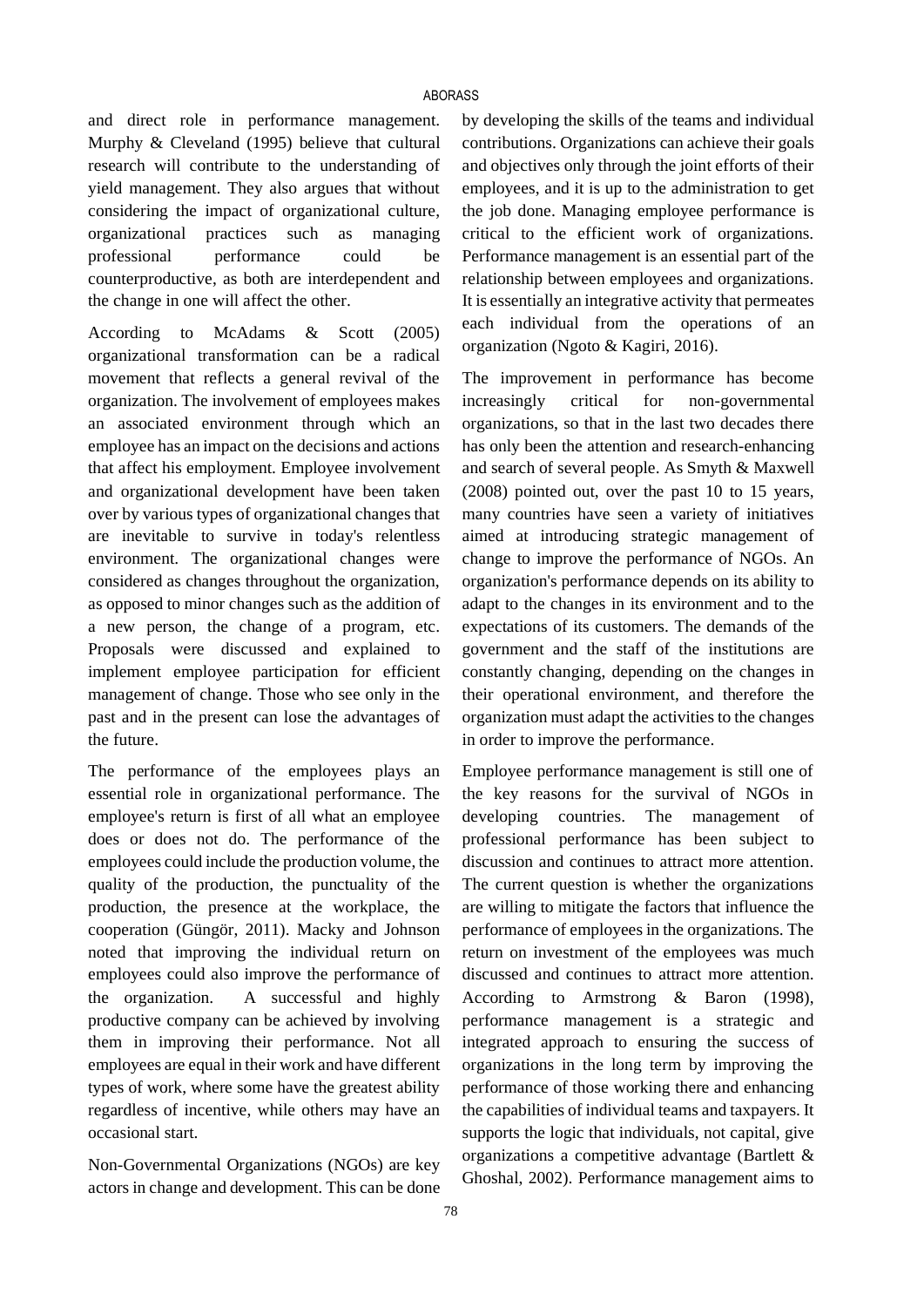and direct role in performance management. Murphy & Cleveland (1995) believe that cultural research will contribute to the understanding of yield management. They also argues that without considering the impact of organizational culture, organizational practices such as managing professional performance could be counterproductive, as both are interdependent and the change in one will affect the other.

According to McAdams & Scott (2005) organizational transformation can be a radical movement that reflects a general revival of the organization. The involvement of employees makes an associated environment through which an employee has an impact on the decisions and actions that affect his employment. Employee involvement and organizational development have been taken over by various types of organizational changes that are inevitable to survive in today's relentless environment. The organizational changes were considered as changes throughout the organization, as opposed to minor changes such as the addition of a new person, the change of a program, etc. Proposals were discussed and explained to implement employee participation for efficient management of change. Those who see only in the past and in the present can lose the advantages of the future.

The performance of the employees plays an essential role in organizational performance. The employee's return is first of all what an employee does or does not do. The performance of the employees could include the production volume, the quality of the production, the punctuality of the production, the presence at the workplace, the cooperation (Güngör, 2011). Macky and Johnson noted that improving the individual return on employees could also improve the performance of the organization. A successful and highly productive company can be achieved by involving them in improving their performance. Not all employees are equal in their work and have different types of work, where some have the greatest ability regardless of incentive, while others may have an occasional start.

Non-Governmental Organizations (NGOs) are key actors in change and development. This can be done by developing the skills of the teams and individual contributions. Organizations can achieve their goals and objectives only through the joint efforts of their employees, and it is up to the administration to get the job done. Managing employee performance is critical to the efficient work of organizations. Performance management is an essential part of the relationship between employees and organizations. It is essentially an integrative activity that permeates each individual from the operations of an organization (Ngoto & Kagiri, 2016).

The improvement in performance has become increasingly critical for non-governmental organizations, so that in the last two decades there has only been the attention and research-enhancing and search of several people. As Smyth & Maxwell (2008) pointed out, over the past 10 to 15 years, many countries have seen a variety of initiatives aimed at introducing strategic management of change to improve the performance of NGOs. An organization's performance depends on its ability to adapt to the changes in its environment and to the expectations of its customers. The demands of the government and the staff of the institutions are constantly changing, depending on the changes in their operational environment, and therefore the organization must adapt the activities to the changes in order to improve the performance.

Employee performance management is still one of the key reasons for the survival of NGOs in developing countries. The management of professional performance has been subject to discussion and continues to attract more attention. The current question is whether the organizations are willing to mitigate the factors that influence the performance of employees in the organizations. The return on investment of the employees was much discussed and continues to attract more attention. According to Armstrong & Baron (1998), performance management is a strategic and integrated approach to ensuring the success of organizations in the long term by improving the performance of those working there and enhancing the capabilities of individual teams and taxpayers. It supports the logic that individuals, not capital, give organizations a competitive advantage (Bartlett & Ghoshal, 2002). Performance management aims to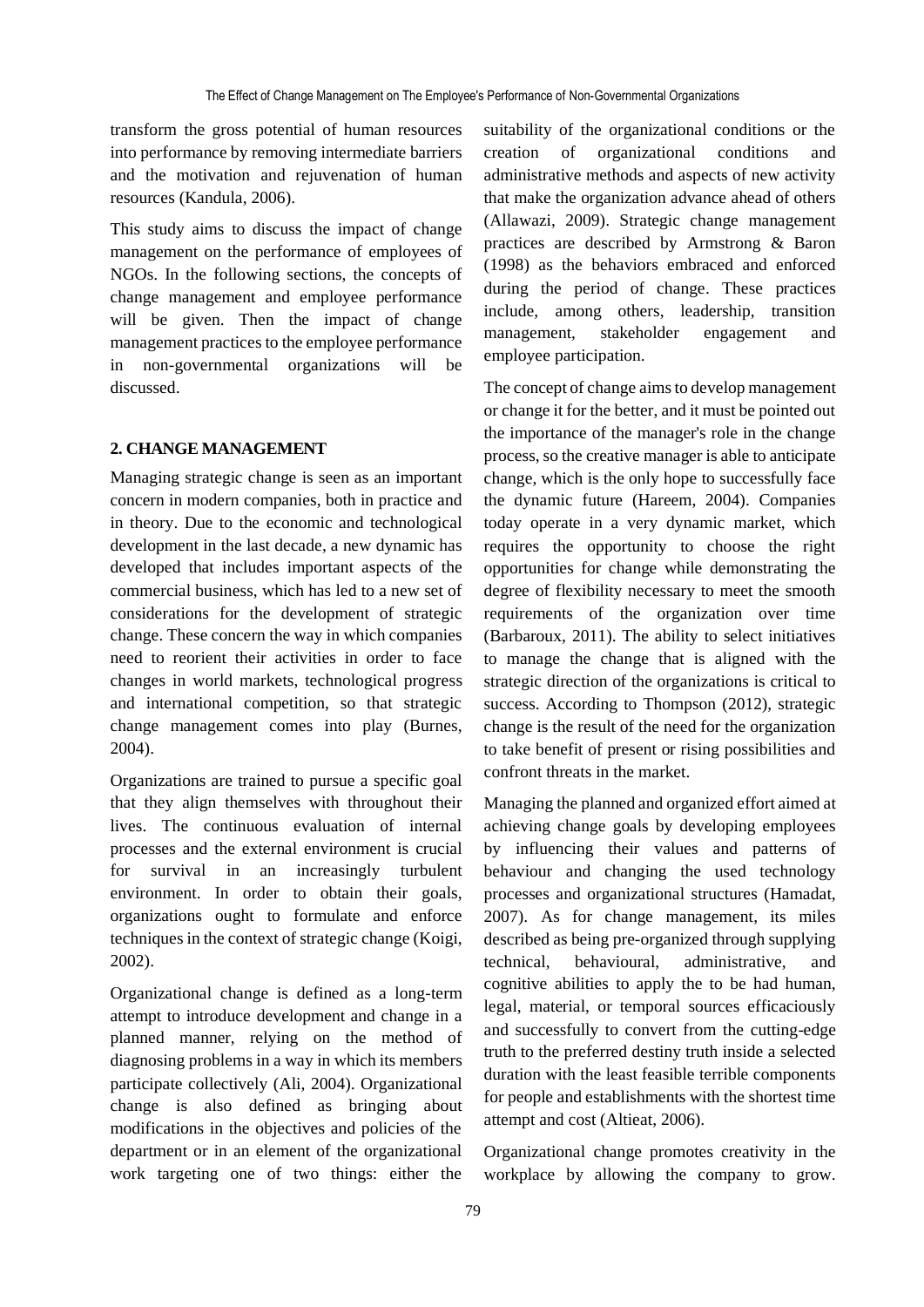transform the gross potential of human resources into performance by removing intermediate barriers and the motivation and rejuvenation of human resources (Kandula, 2006).

This study aims to discuss the impact of change management on the performance of employees of NGOs. In the following sections, the concepts of change management and employee performance will be given. Then the impact of change management practices to the employee performance in non-governmental organizations will be discussed.

## 2. CHANGE MANAGEMENT

Managing strategic change is seen as an important concern in modern companies, both in practice and in theory. Due to the economic and technological development in the last decade, a new dynamic has developed that includes important aspects of the commercial business, which has led to a new set of considerations for the development of strategic change. These concern the way in which companies need to reorient their activities in order to face changes in world markets, technological progress and international competition, so that strategic change management comes into play (Burnes, 2004).

Organizations are trained to pursue a specific goal that they align themselves with throughout their lives. The continuous evaluation of internal processes and the external environment is crucial for survival in an increasingly turbulent environment. In order to obtain their goals, organizations ought to formulate and enforce techniques in the context of strategic change (Koigi, 2002).

Organizational change is defined as a long-term attempt to introduce development and change in a planned manner, relying on the method of diagnosing problems in a way in which its members participate collectively (Ali, 2004). Organizational change is also defined as bringing about modifications in the objectives and policies of the department or in an element of the organizational work targeting one of two things: either the suitability of the organizational conditions or the creation of organizational conditions and administrative methods and aspects of new activity that make the organization advance ahead of others (Allawazi, 2009). Strategic change management practices are described by Armstrong & Baron (1998) as the behaviors embraced and enforced during the period of change. These practices include, among others, leadership, transition management, stakeholder engagement and employee participation.

The concept of change aims to develop management or change it for the better, and it must be pointed out the importance of the manager's role in the change process, so the creative manager is able to anticipate change, which is the only hope to successfully face the dynamic future (Hareem, 2004). Companies today operate in a very dynamic market, which requires the opportunity to choose the right opportunities for change while demonstrating the degree of flexibility necessary to meet the smooth requirements of the organization over time (Barbaroux, 2011). The ability to select initiatives to manage the change that is aligned with the strategic direction of the organizations is critical to success. According to Thompson (2012), strategic change is the result of the need for the organization to take benefit of present or rising possibilities and confront threats in the market.

Managing the planned and organized effort aimed at achieving change goals by developing employees by influencing their values and patterns of behaviour and changing the used technology processes and organizational structures (Hamadat, 2007). As for change management, its miles described as being pre-organized through supplying technical, behavioural, administrative, and cognitive abilities to apply the to be had human, legal, material, or temporal sources efficaciously and successfully to convert from the cutting-edge truth to the preferred destiny truth inside a selected duration with the least feasible terrible components for people and establishments with the shortest time attempt and cost (Altieat, 2006).

Organizational change promotes creativity in the workplace by allowing the company to grow.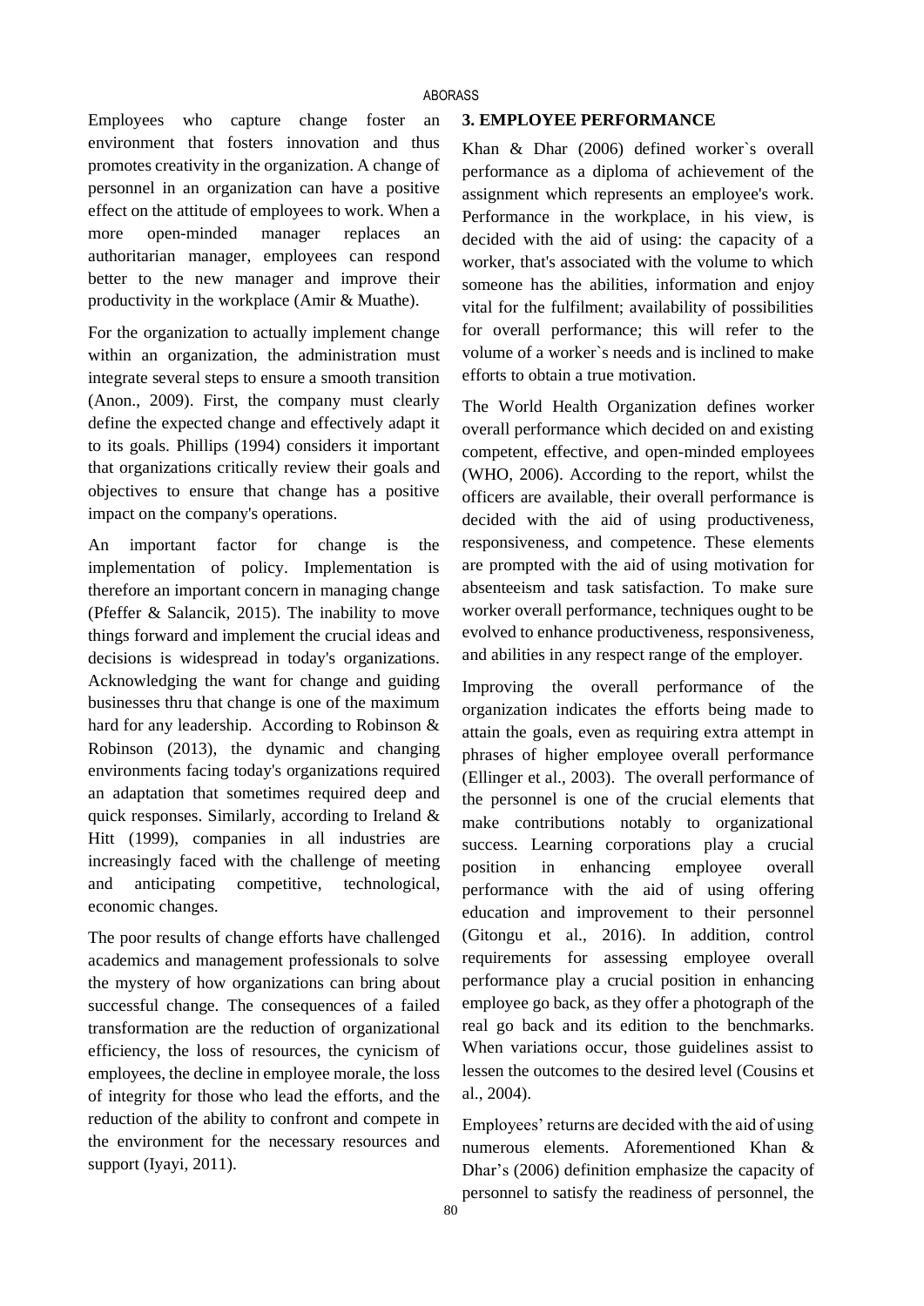Employees who capture change foster an environment that fosters innovation and thus promotes creativity in the organization. A change of personnel in an organization can have a positive effect on the attitude of employees to work. When a more open-minded manager replaces an authoritarian manager, employees can respond better to the new manager and improve their productivity in the workplace (Amir & Muathe).

For the organization to actually implement change within an organization, the administration must integrate several steps to ensure a smooth transition (Anon., 2009). First, the company must clearly define the expected change and effectively adapt it to its goals. Phillips (1994) considers it important that organizations critically review their goals and objectives to ensure that change has a positive impact on the company's operations.

An important factor for change is the implementation of policy. Implementation is therefore an important concern in managing change (Pfeffer & Salancik, 2015). The inability to move things forward and implement the crucial ideas and decisions is widespread in today's organizations. Acknowledging the want for change and guiding businesses thru that change is one of the maximum hard for any leadership. According to Robinson & Robinson (2013), the dynamic and changing environments facing today's organizations required an adaptation that sometimes required deep and quick responses. Similarly, according to Ireland & Hitt (1999), companies in all industries are increasingly faced with the challenge of meeting and anticipating competitive, technological, economic changes.

The poor results of change efforts have challenged academics and management professionals to solve the mystery of how organizations can bring about successful change. The consequences of a failed transformation are the reduction of organizational efficiency, the loss of resources, the cynicism of employees, the decline in employee morale, the loss of integrity for those who lead the efforts, and the reduction of the ability to confront and compete in the environment for the necessary resources and support (Iyayi, 2011).

## 3. EMPLOYEE PERFORMANCE

Khan & Dhar (2006) defined worker`s overall performance as a diploma of achievement of the assignment which represents an employee's work. Performance in the workplace, in his view, is decided with the aid of using: the capacity of a worker, that's associated with the volume to which someone has the abilities, information and enjoy vital for the fulfilment; availability of possibilities for overall performance; this will refer to the volume of a worker`s needs and is inclined to make efforts to obtain a true motivation.

The World Health Organization defines worker overall performance which decided on and existing competent, effective, and open-minded employees (WHO, 2006). According to the report, whilst the officers are available, their overall performance is decided with the aid of using productiveness, responsiveness, and competence. These elements are prompted with the aid of using motivation for absenteeism and task satisfaction. To make sure worker overall performance, techniques ought to be evolved to enhance productiveness, responsiveness, and abilities in any respect range of the employer.

Improving the overall performance of the organization indicates the efforts being made to attain the goals, even as requiring extra attempt in phrases of higher employee overall performance (Ellinger et al., 2003). The overall performance of the personnel is one of the crucial elements that make contributions notably to organizational success. Learning corporations play a crucial position in enhancing employee overall performance with the aid of using offering education and improvement to their personnel (Gitongu et al., 2016). In addition, control requirements for assessing employee overall performance play a crucial position in enhancing employee go back, as they offer a photograph of the real go back and its edition to the benchmarks. When variations occur, those guidelines assist to lessen the outcomes to the desired level (Cousins et al., 2004).

Employees' returns are decided with the aid of using numerous elements. Aforementioned Khan & Dhar's (2006) definition emphasize the capacity of personnel to satisfy the readiness of personnel, the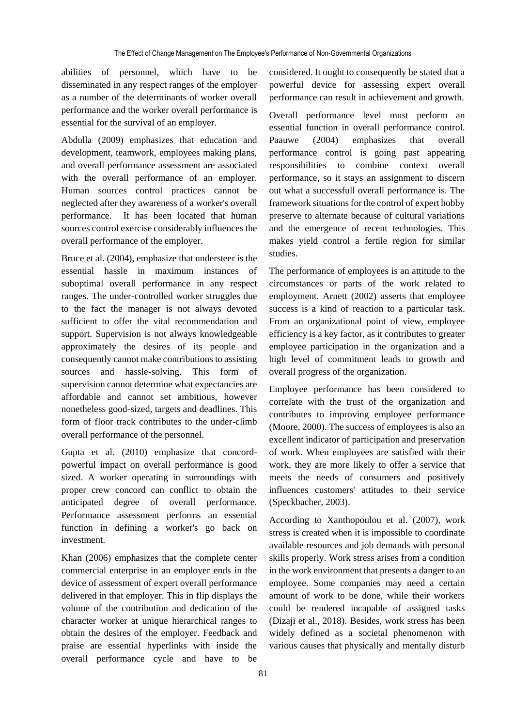abilities of personnel, which have to be disseminated in any respect ranges of the employer as a number of the determinants of worker overall performance and the worker overall performance is essential for the survival of an employer.

Abdulla (2009) emphasizes that education and development, teamwork, employees making plans, and overall performance assessment are associated with the overall performance of an employer. Human sources control practices cannot be neglected after they awareness of a worker's overall performance. It has been located that human sources control exercise considerably influences the overall performance of the employer.

Bruce et al. (2004), emphasize that understeer is the essential hassle in maximum instances of suboptimal overall performance in any respect ranges. The under-controlled worker struggles due to the fact the manager is not always devoted sufficient to offer the vital recommendation and support. Supervision is not always knowledgeable approximately the desires of its people and consequently cannot make contributions to assisting sources and hassle-solving. This form of supervision cannot determine what expectancies are affordable and cannot set ambitious, however nonetheless good-sized, targets and deadlines. This form of floor track contributes to the under-climb overall performance of the personnel.

Gupta et al. (2010) emphasize that concord-powerful impact on overall performance is good sized. A worker operating in surroundings with proper crew concord can conflict to obtain the anticipated degree of overall performance. Performance assessment performs an essential function in defining a worker's go back on investment.

Khan (2006) emphasizes that the complete center commercial enterprise in an employer ends in the device of assessment of expert overall performance delivered in that employer. This in flip displays the volume of the contribution and dedication of the character worker at unique hierarchical ranges to obtain the desires of the employer. Feedback and praise are essential hyperlinks with inside the overall performance cycle and have to be considered. It ought to consequently be stated that a powerful device for assessing expert overall performance can result in achievement and growth.

Overall performance level must perform an essential function in overall performance control. Paauwe (2004) emphasizes that overall performance control is going past appearing responsibilities to combine context overall performance, so it stays an assignment to discern out what a successfull overall performance is. The framework situations for the control of expert hobby preserve to alternate because of cultural variations and the emergence of recent technologies. This makes yield control a fertile region for similar studies.

The performance of employees is an attitude to the circumstances or parts of the work related to employment. Arnett (2002) asserts that employee success is a kind of reaction to a particular task. From an organizational point of view, employee efficiency is a key factor, as it contributes to greater employee participation in the organization and a high level of commitment leads to growth and overall progress of the organization.

Employee performance has been considered to correlate with the trust of the organization and contributes to improving employee performance (Moore, 2000). The success of employees is also an excellent indicator of participation and preservation of work. When employees are satisfied with their work, they are more likely to offer a service that meets the needs of consumers and positively influences customers' attitudes to their service (Speckbacher, 2003).

According to Xanthopoulou et al. (2007), work stress is created when it is impossible to coordinate available resources and job demands with personal skills properly. Work stress arises from a condition in the work environment that presents a danger to an employee. Some companies may need a certain amount of work to be done, while their workers could be rendered incapable of assigned tasks (Dizaji et al., 2018). Besides, work stress has been widely defined as a societal phenomenon with various causes that physically and mentally disturb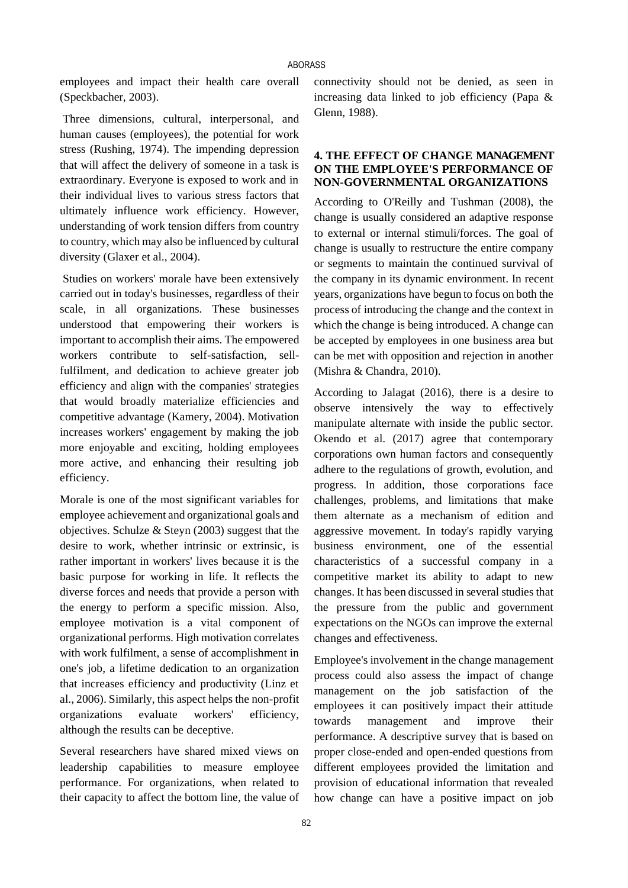employees and impact their health care overall (Speckbacher, 2003).

Three dimensions, cultural, interpersonal, and human causes (employees), the potential for work stress (Rushing, 1974). The impending depression that will affect the delivery of someone in a task is extraordinary. Everyone is exposed to work and in their individual lives to various stress factors that ultimately influence work efficiency. However, understanding of work tension differs from country to country, which may also be influenced by cultural diversity (Glaxer et al., 2004).

Studies on workers' morale have been extensively carried out in today's businesses, regardless of their scale, in all organizations. These businesses understood that empowering their workers is important to accomplish their aims. The empowered workers contribute to self-satisfaction, sell-fulfilment, and dedication to achieve greater job efficiency and align with the companies' strategies that would broadly materialize efficiencies and competitive advantage (Kamery, 2004). Motivation increases workers' engagement by making the job more enjoyable and exciting, holding employees more active, and enhancing their resulting job efficiency.

Morale is one of the most significant variables for employee achievement and organizational goals and objectives. Schulze & Steyn (2003) suggest that the desire to work, whether intrinsic or extrinsic, is rather important in workers' lives because it is the basic purpose for working in life. It reflects the diverse forces and needs that provide a person with the energy to perform a specific mission. Also, employee motivation is a vital component of organizational performs. High motivation correlates with work fulfilment, a sense of accomplishment in one's job, a lifetime dedication to an organization that increases efficiency and productivity (Linz et al., 2006). Similarly, this aspect helps the non-profit organizations evaluate workers' efficiency, although the results can be deceptive.

Several researchers have shared mixed views on leadership capabilities to measure employee performance. For organizations, when related to their capacity to affect the bottom line, the value of connectivity should not be denied, as seen in increasing data linked to job efficiency (Papa & Glenn, 1988).

## 4. THE EFFECT OF CHANGE MANAGEMENT ON THE EMPLOYEE'S PERFORMANCE OF NON-GOVERNMENTAL ORGANIZATIONS

According to O'Reilly and Tushman (2008), the change is usually considered an adaptive response to external or internal stimuli/forces. The goal of change is usually to restructure the entire company or segments to maintain the continued survival of the company in its dynamic environment. In recent years, organizations have begun to focus on both the process of introducing the change and the context in which the change is being introduced. A change can be accepted by employees in one business area but can be met with opposition and rejection in another (Mishra & Chandra, 2010).

According to Jalagat (2016), there is a desire to observe intensively the way to effectively manipulate alternate with inside the public sector. Okendo et al. (2017) agree that contemporary corporations own human factors and consequently adhere to the regulations of growth, evolution, and progress. In addition, those corporations face challenges, problems, and limitations that make them alternate as a mechanism of edition and aggressive movement. In today's rapidly varying business environment, one of the essential characteristics of a successful company in a competitive market its ability to adapt to new changes. It has been discussed in several studies that the pressure from the public and government expectations on the NGOs can improve the external changes and effectiveness.

Employee's involvement in the change management process could also assess the impact of change management on the job satisfaction of the employees it can positively impact their attitude towards management and improve their performance. A descriptive survey that is based on proper close-ended and open-ended questions from different employees provided the limitation and provision of educational information that revealed how change can have a positive impact on job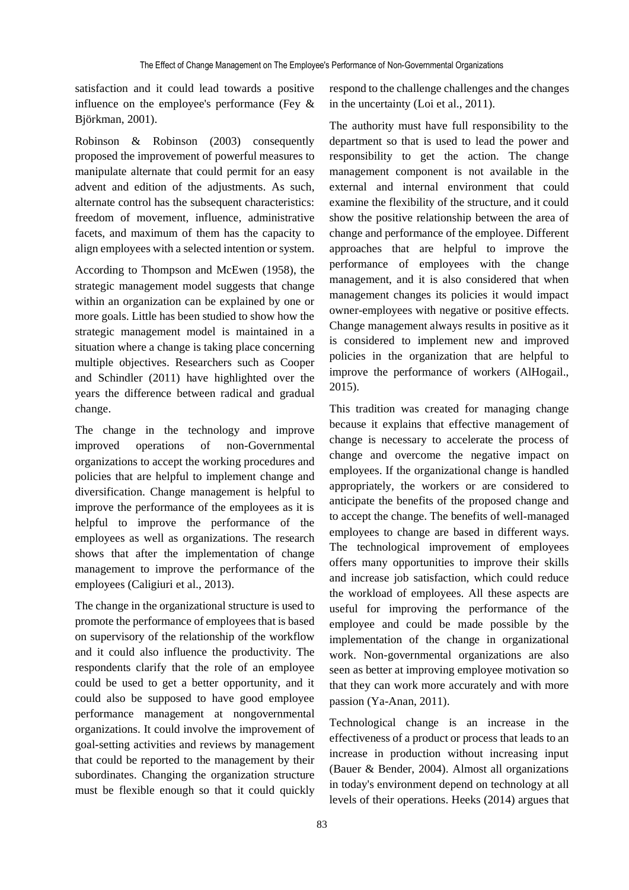satisfaction and it could lead towards a positive influence on the employee's performance (Fey & Björkman, 2001).

Robinson & Robinson (2003) consequently proposed the improvement of powerful measures to manipulate alternate that could permit for an easy advent and edition of the adjustments. As such, alternate control has the subsequent characteristics: freedom of movement, influence, administrative facets, and maximum of them has the capacity to align employees with a selected intention or system.

According to Thompson and McEwen (1958), the strategic management model suggests that change within an organization can be explained by one or more goals. Little has been studied to show how the strategic management model is maintained in a situation where a change is taking place concerning multiple objectives. Researchers such as Cooper and Schindler (2011) have highlighted over the years the difference between radical and gradual change.

The change in the technology and improve improved operations of non-Governmental organizations to accept the working procedures and policies that are helpful to implement change and diversification. Change management is helpful to improve the performance of the employees as it is helpful to improve the performance of the employees as well as organizations. The research shows that after the implementation of change management to improve the performance of the employees (Caligiuri et al., 2013).

The change in the organizational structure is used to promote the performance of employees that is based on supervisory of the relationship of the workflow and it could also influence the productivity. The respondents clarify that the role of an employee could be used to get a better opportunity, and it could also be supposed to have good employee performance management at nongovernmental organizations. It could involve the improvement of goal-setting activities and reviews by management that could be reported to the management by their subordinates. Changing the organization structure must be flexible enough so that it could quickly respond to the challenge challenges and the changes in the uncertainty (Loi et al., 2011).

The authority must have full responsibility to the department so that is used to lead the power and responsibility to get the action. The change management component is not available in the external and internal environment that could examine the flexibility of the structure, and it could show the positive relationship between the area of change and performance of the employee. Different approaches that are helpful to improve the performance of employees with the change management, and it is also considered that when management changes its policies it would impact owner-employees with negative or positive effects. Change management always results in positive as it is considered to implement new and improved policies in the organization that are helpful to improve the performance of workers (AlHogail., 2015).

This tradition was created for managing change because it explains that effective management of change is necessary to accelerate the process of change and overcome the negative impact on employees. If the organizational change is handled appropriately, the workers or are considered to anticipate the benefits of the proposed change and to accept the change. The benefits of well-managed employees to change are based in different ways. The technological improvement of employees offers many opportunities to improve their skills and increase job satisfaction, which could reduce the workload of employees. All these aspects are useful for improving the performance of the employee and could be made possible by the implementation of the change in organizational work. Non-governmental organizations are also seen as better at improving employee motivation so that they can work more accurately and with more passion (Ya-Anan, 2011).

Technological change is an increase in the effectiveness of a product or process that leads to an increase in production without increasing input (Bauer & Bender, 2004). Almost all organizations in today's environment depend on technology at all levels of their operations. Heeks (2014) argues that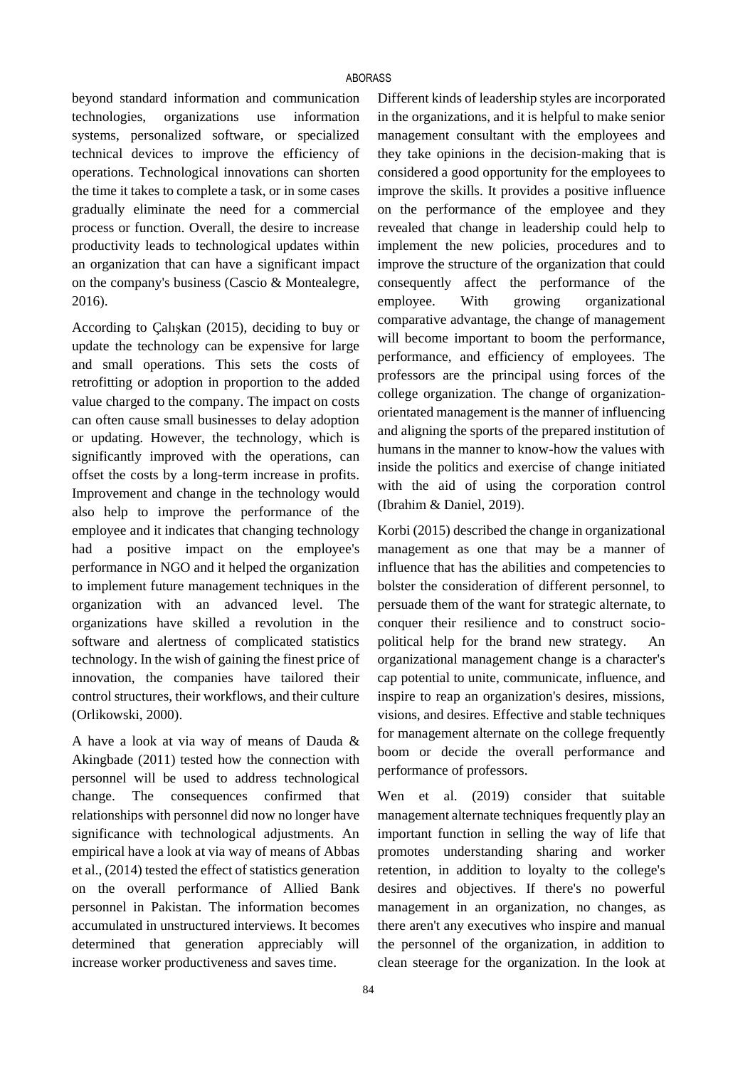beyond standard information and communication technologies, organizations use information systems, personalized software, or specialized technical devices to improve the efficiency of operations. Technological innovations can shorten the time it takes to complete a task, or in some cases gradually eliminate the need for a commercial process or function. Overall, the desire to increase productivity leads to technological updates within an organization that can have a significant impact on the company's business (Cascio & Montealegre, 2016).

According to Çalışkan (2015), deciding to buy or update the technology can be expensive for large and small operations. This sets the costs of retrofitting or adoption in proportion to the added value charged to the company. The impact on costs can often cause small businesses to delay adoption or updating. However, the technology, which is significantly improved with the operations, can offset the costs by a long-term increase in profits. Improvement and change in the technology would also help to improve the performance of the employee and it indicates that changing technology had a positive impact on the employee's performance in NGO and it helped the organization to implement future management techniques in the organization with an advanced level. The organizations have skilled a revolution in the software and alertness of complicated statistics technology. In the wish of gaining the finest price of innovation, the companies have tailored their control structures, their workflows, and their culture (Orlikowski, 2000).

A have a look at via way of means of Dauda & Akingbade (2011) tested how the connection with personnel will be used to address technological change. The consequences confirmed that relationships with personnel did now no longer have significance with technological adjustments. An empirical have a look at via way of means of Abbas et al., (2014) tested the effect of statistics generation on the overall performance of Allied Bank personnel in Pakistan. The information becomes accumulated in unstructured interviews. It becomes determined that generation appreciably will increase worker productiveness and saves time.

Different kinds of leadership styles are incorporated in the organizations, and it is helpful to make senior management consultant with the employees and they take opinions in the decision-making that is considered a good opportunity for the employees to improve the skills. It provides a positive influence on the performance of the employee and they revealed that change in leadership could help to implement the new policies, procedures and to improve the structure of the organization that could consequently affect the performance of the employee. With growing organizational comparative advantage, the change of management will become important to boom the performance, performance, and efficiency of employees. The professors are the principal using forces of the college organization. The change of organization-orientated management is the manner of influencing and aligning the sports of the prepared institution of humans in the manner to know-how the values with inside the politics and exercise of change initiated with the aid of using the corporation control (Ibrahim & Daniel, 2019).

Korbi (2015) described the change in organizational management as one that may be a manner of influence that has the abilities and competencies to bolster the consideration of different personnel, to persuade them of the want for strategic alternate, to conquer their resilience and to construct socio-political help for the brand new strategy. An organizational management change is a character's cap potential to unite, communicate, influence, and inspire to reap an organization's desires, missions, visions, and desires. Effective and stable techniques for management alternate on the college frequently boom or decide the overall performance and performance of professors.

Wen et al. (2019) consider that suitable management alternate techniques frequently play an important function in selling the way of life that promotes understanding sharing and worker retention, in addition to loyalty to the college's desires and objectives. If there's no powerful management in an organization, no changes, as there aren't any executives who inspire and manual the personnel of the organization, in addition to clean steerage for the organization. In the look at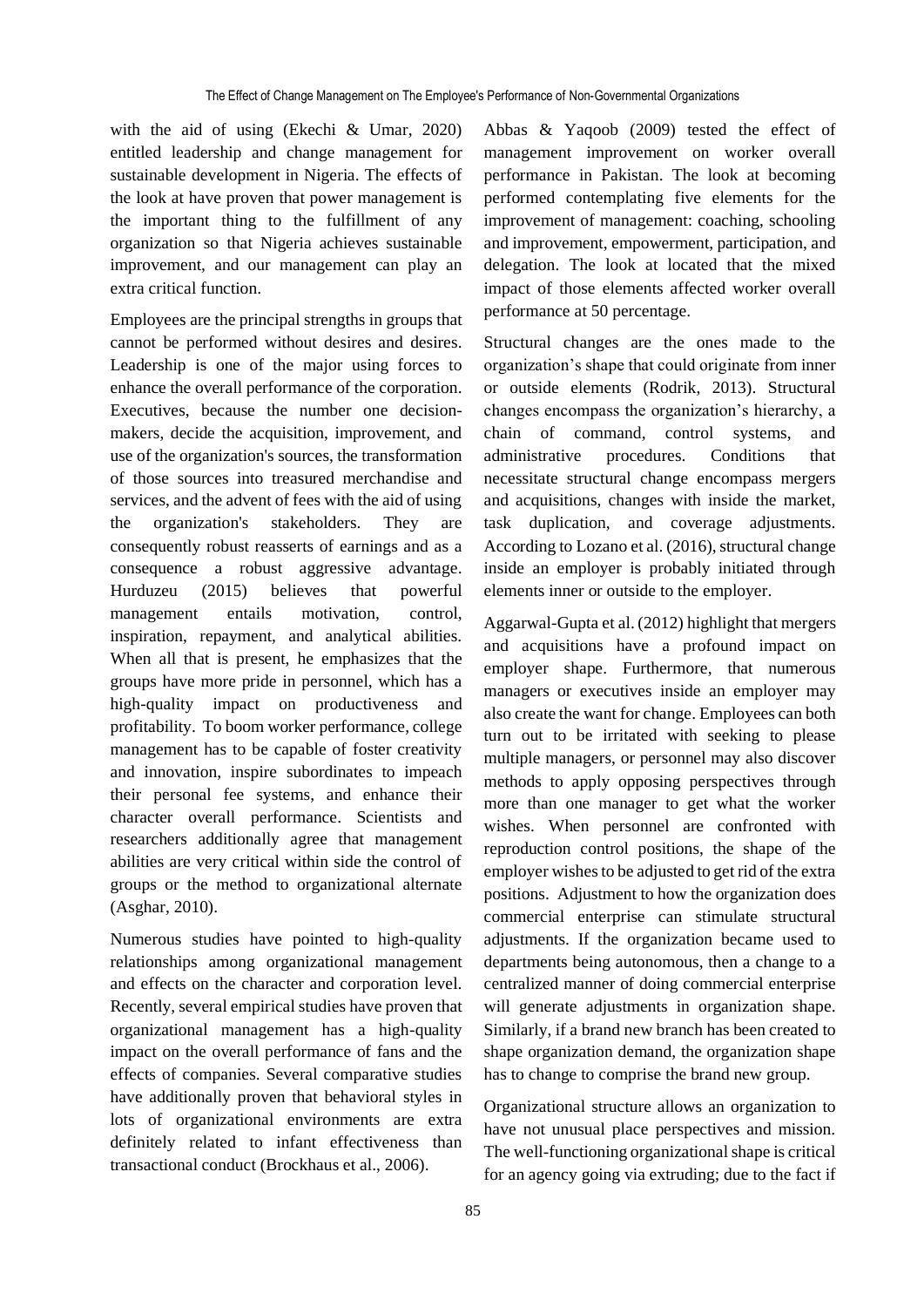with the aid of using (Ekechi & Umar, 2020) entitled leadership and change management for sustainable development in Nigeria. The effects of the look at have proven that power management is the important thing to the fulfillment of any organization so that Nigeria achieves sustainable improvement, and our management can play an extra critical function.

Employees are the principal strengths in groups that cannot be performed without desires and desires. Leadership is one of the major using forces to enhance the overall performance of the corporation. Executives, because the number one decision-makers, decide the acquisition, improvement, and use of the organization's sources, the transformation of those sources into treasured merchandise and services, and the advent of fees with the aid of using the organization's stakeholders. They are consequently robust reasserts of earnings and as a consequence a robust aggressive advantage. Hurduzeu (2015) believes that powerful management entails motivation, control, inspiration, repayment, and analytical abilities. When all that is present, he emphasizes that the groups have more pride in personnel, which has a high-quality impact on productiveness and profitability. To boom worker performance, college management has to be capable of foster creativity and innovation, inspire subordinates to impeach their personal fee systems, and enhance their character overall performance. Scientists and researchers additionally agree that management abilities are very critical within side the control of groups or the method to organizational alternate (Asghar, 2010).

Numerous studies have pointed to high-quality relationships among organizational management and effects on the character and corporation level. Recently, several empirical studies have proven that organizational management has a high-quality impact on the overall performance of fans and the effects of companies. Several comparative studies have additionally proven that behavioral styles in lots of organizational environments are extra definitely related to infant effectiveness than transactional conduct (Brockhaus et al., 2006).

Abbas & Yaqoob (2009) tested the effect of management improvement on worker overall performance in Pakistan. The look at becoming performed contemplating five elements for the improvement of management: coaching, schooling and improvement, empowerment, participation, and delegation. The look at located that the mixed impact of those elements affected worker overall performance at 50 percentage.

Structural changes are the ones made to the organization's shape that could originate from inner or outside elements (Rodrik, 2013). Structural changes encompass the organization's hierarchy, a chain of command, control systems, and administrative procedures. Conditions that necessitate structural change encompass mergers and acquisitions, changes with inside the market, task duplication, and coverage adjustments. According to Lozano et al. (2016), structural change inside an employer is probably initiated through elements inner or outside to the employer.

Aggarwal-Gupta et al. (2012) highlight that mergers and acquisitions have a profound impact on employer shape. Furthermore, that numerous managers or executives inside an employer may also create the want for change. Employees can both turn out to be irritated with seeking to please multiple managers, or personnel may also discover methods to apply opposing perspectives through more than one manager to get what the worker wishes. When personnel are confronted with reproduction control positions, the shape of the employer wishes to be adjusted to get rid of the extra positions. Adjustment to how the organization does commercial enterprise can stimulate structural adjustments. If the organization became used to departments being autonomous, then a change to a centralized manner of doing commercial enterprise will generate adjustments in organization shape. Similarly, if a brand new branch has been created to shape organization demand, the organization shape has to change to comprise the brand new group.

Organizational structure allows an organization to have not unusual place perspectives and mission. The well-functioning organizational shape is critical for an agency going via extruding; due to the fact if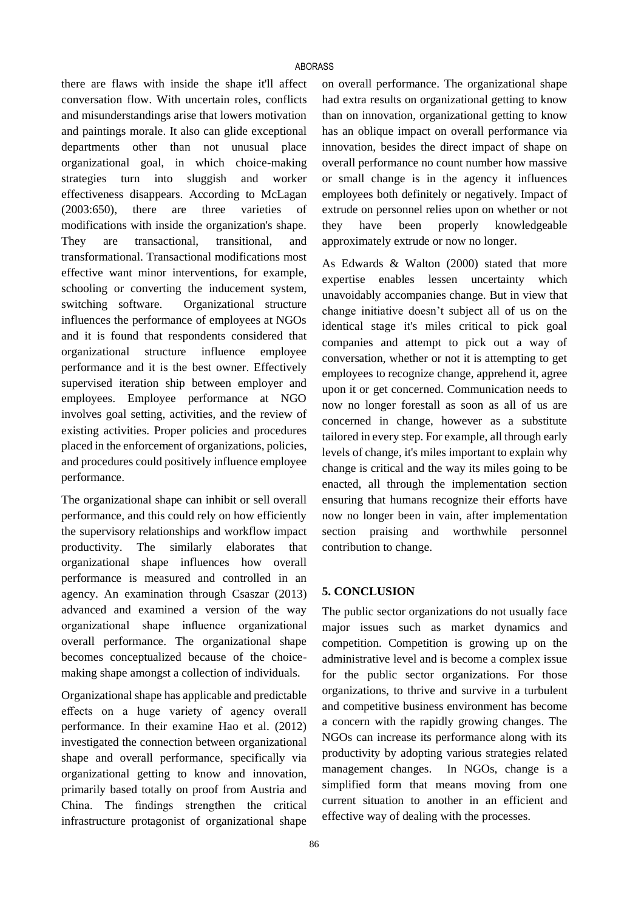there are flaws with inside the shape it'll affect conversation flow. With uncertain roles, conflicts and misunderstandings arise that lowers motivation and paintings morale. It also can glide exceptional departments other than not unusual place organizational goal, in which choice-making strategies turn into sluggish and worker effectiveness disappears. According to McLagan (2003:650), there are three varieties of modifications with inside the organization's shape. They are transactional, transitional, and transformational. Transactional modifications most effective want minor interventions, for example, schooling or converting the inducement system, switching software. Organizational structure influences the performance of employees at NGOs and it is found that respondents considered that organizational structure influence employee performance and it is the best owner. Effectively supervised iteration ship between employer and employees. Employee performance at NGO involves goal setting, activities, and the review of existing activities. Proper policies and procedures placed in the enforcement of organizations, policies, and procedures could positively influence employee performance.

The organizational shape can inhibit or sell overall performance, and this could rely on how efficiently the supervisory relationships and workflow impact productivity. The similarly elaborates that organizational shape influences how overall performance is measured and controlled in an agency. An examination through Csaszar (2013) advanced and examined a version of the way organizational shape influence organizational overall performance. The organizational shape becomes conceptualized because of the choice-making shape amongst a collection of individuals.

Organizational shape has applicable and predictable effects on a huge variety of agency overall performance. In their examine Hao et al. (2012) investigated the connection between organizational shape and overall performance, specifically via organizational getting to know and innovation, primarily based totally on proof from Austria and China. The findings strengthen the critical infrastructure protagonist of organizational shape on overall performance. The organizational shape had extra results on organizational getting to know than on innovation, organizational getting to know has an oblique impact on overall performance via innovation, besides the direct impact of shape on overall performance no count number how massive or small change is in the agency it influences employees both definitely or negatively. Impact of extrude on personnel relies upon on whether or not they have been properly knowledgeable approximately extrude or now no longer.

As Edwards & Walton (2000) stated that more expertise enables lessen uncertainty which unavoidably accompanies change. But in view that change initiative doesn't subject all of us on the identical stage it's miles critical to pick goal companies and attempt to pick out a way of conversation, whether or not it is attempting to get employees to recognize change, apprehend it, agree upon it or get concerned. Communication needs to now no longer forestall as soon as all of us are concerned in change, however as a substitute tailored in every step. For example, all through early levels of change, it's miles important to explain why change is critical and the way its miles going to be enacted, all through the implementation section ensuring that humans recognize their efforts have now no longer been in vain, after implementation section praising and worthwhile personnel contribution to change.

## 5. CONCLUSION

The public sector organizations do not usually face major issues such as market dynamics and competition. Competition is growing up on the administrative level and is become a complex issue for the public sector organizations. For those organizations, to thrive and survive in a turbulent and competitive business environment has become a concern with the rapidly growing changes. The NGOs can increase its performance along with its productivity by adopting various strategies related management changes. In NGOs, change is a simplified form that means moving from one current situation to another in an efficient and effective way of dealing with the processes.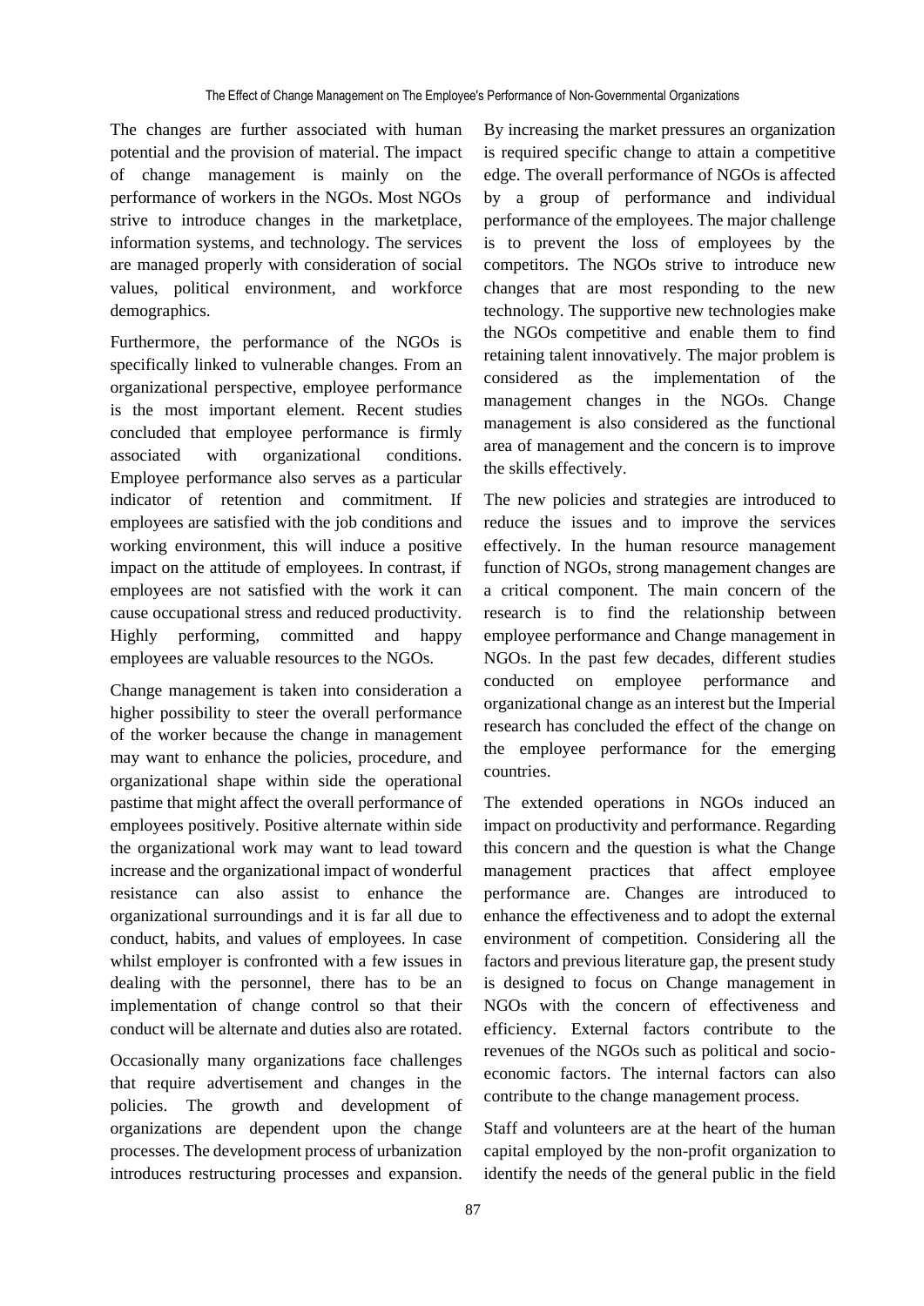The changes are further associated with human potential and the provision of material. The impact of change management is mainly on the performance of workers in the NGOs. Most NGOs strive to introduce changes in the marketplace, information systems, and technology. The services are managed properly with consideration of social values, political environment, and workforce demographics.

Furthermore, the performance of the NGOs is specifically linked to vulnerable changes. From an organizational perspective, employee performance is the most important element. Recent studies concluded that employee performance is firmly associated with organizational conditions. Employee performance also serves as a particular indicator of retention and commitment. If employees are satisfied with the job conditions and working environment, this will induce a positive impact on the attitude of employees. In contrast, if employees are not satisfied with the work it can cause occupational stress and reduced productivity. Highly performing, committed and happy employees are valuable resources to the NGOs.

Change management is taken into consideration a higher possibility to steer the overall performance of the worker because the change in management may want to enhance the policies, procedure, and organizational shape within side the operational pastime that might affect the overall performance of employees positively. Positive alternate within side the organizational work may want to lead toward increase and the organizational impact of wonderful resistance can also assist to enhance the organizational surroundings and it is far all due to conduct, habits, and values of employees. In case whilst employer is confronted with a few issues in dealing with the personnel, there has to be an implementation of change control so that their conduct will be alternate and duties also are rotated.

Occasionally many organizations face challenges that require advertisement and changes in the policies. The growth and development of organizations are dependent upon the change processes. The development process of urbanization introduces restructuring processes and expansion. By increasing the market pressures an organization is required specific change to attain a competitive edge. The overall performance of NGOs is affected by a group of performance and individual performance of the employees. The major challenge is to prevent the loss of employees by the competitors. The NGOs strive to introduce new changes that are most responding to the new technology. The supportive new technologies make the NGOs competitive and enable them to find retaining talent innovatively. The major problem is considered as the implementation of the management changes in the NGOs. Change management is also considered as the functional area of management and the concern is to improve the skills effectively.

The new policies and strategies are introduced to reduce the issues and to improve the services effectively. In the human resource management function of NGOs, strong management changes are a critical component. The main concern of the research is to find the relationship between employee performance and Change management in NGOs. In the past few decades, different studies conducted on employee performance and organizational change as an interest but the Imperial research has concluded the effect of the change on the employee performance for the emerging countries.

The extended operations in NGOs induced an impact on productivity and performance. Regarding this concern and the question is what the Change management practices that affect employee performance are. Changes are introduced to enhance the effectiveness and to adopt the external environment of competition. Considering all the factors and previous literature gap, the present study is designed to focus on Change management in NGOs with the concern of effectiveness and efficiency. External factors contribute to the revenues of the NGOs such as political and socio-economic factors. The internal factors can also contribute to the change management process.

Staff and volunteers are at the heart of the human capital employed by the non-profit organization to identify the needs of the general public in the field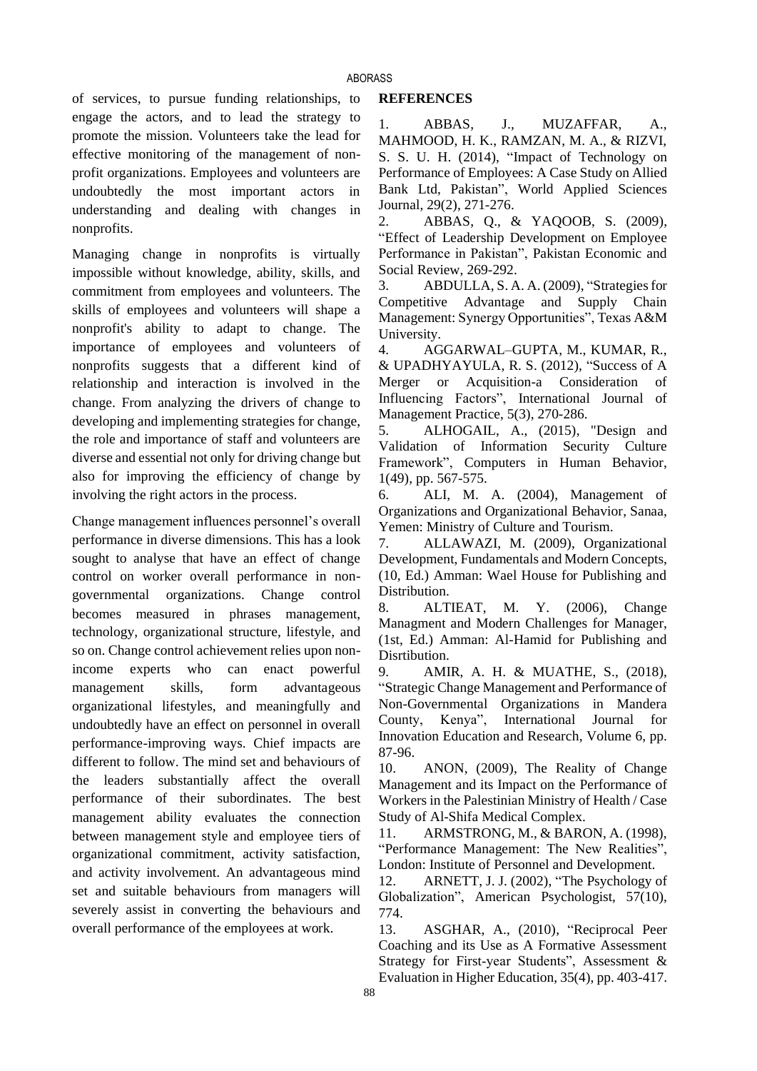of services, to pursue funding relationships, to engage the actors, and to lead the strategy to promote the mission. Volunteers take the lead for effective monitoring of the management of non-profit organizations. Employees and volunteers are undoubtedly the most important actors in understanding and dealing with changes in nonprofits.

Managing change in nonprofits is virtually impossible without knowledge, ability, skills, and commitment from employees and volunteers. The skills of employees and volunteers will shape a nonprofit's ability to adapt to change. The importance of employees and volunteers of nonprofits suggests that a different kind of relationship and interaction is involved in the change. From analyzing the drivers of change to developing and implementing strategies for change, the role and importance of staff and volunteers are diverse and essential not only for driving change but also for improving the efficiency of change by involving the right actors in the process.

Change management influences personnel's overall performance in diverse dimensions. This has a look sought to analyse that have an effect of change control on worker overall performance in non-governmental organizations. Change control becomes measured in phrases management, technology, organizational structure, lifestyle, and so on. Change control achievement relies upon non-income experts who can enact powerful management skills, form advantageous organizational lifestyles, and meaningfully and undoubtedly have an effect on personnel in overall performance-improving ways. Chief impacts are different to follow. The mind set and behaviours of the leaders substantially affect the overall performance of their subordinates. The best management ability evaluates the connection between management style and employee tiers of organizational commitment, activity satisfaction, and activity involvement. An advantageous mind set and suitable behaviours from managers will severely assist in converting the behaviours and overall performance of the employees at work.

## REFERENCES

1. ABBAS, J., MUZAFFAR, A., MAHMOOD, H. K., RAMZAN, M. A., & RIZVI, S. S. U. H. (2014), "Impact of Technology on Performance of Employees: A Case Study on Allied Bank Ltd, Pakistan", World Applied Sciences Journal, 29(2), 271-276.
2. ABBAS, Q., & YAQOOB, S. (2009), "Effect of Leadership Development on Employee Performance in Pakistan", Pakistan Economic and Social Review, 269-292.
3. ABDULLA, S. A. A. (2009), "Strategies for Competitive Advantage and Supply Chain Management: Synergy Opportunities", Texas A&M University.
4. AGGARWAL–GUPTA, M., KUMAR, R., & UPADHYAYULA, R. S. (2012), "Success of A Merger or Acquisition-a Consideration of Influencing Factors", International Journal of Management Practice, 5(3), 270-286.
5. ALHOGAIL, A., (2015), "Design and Validation of Information Security Culture Framework", Computers in Human Behavior, 1(49), pp. 567-575.
6. ALI, M. A. (2004), Management of Organizations and Organizational Behavior, Sanaa, Yemen: Ministry of Culture and Tourism.
7. ALLAWAZI, M. (2009), Organizational Development, Fundamentals and Modern Concepts, (10, Ed.) Amman: Wael House for Publishing and Distribution.
8. ALTIEAT, M. Y. (2006), Change Managment and Modern Challenges for Manager, (1st, Ed.) Amman: Al-Hamid for Publishing and Disrtibution.
9. AMIR, A. H. & MUATHE, S., (2018), "Strategic Change Management and Performance of Non-Governmental Organizations in Mandera County, Kenya", International Journal for Innovation Education and Research, Volume 6, pp. 87-96.
10. ANON, (2009), The Reality of Change Management and its Impact on the Performance of Workers in the Palestinian Ministry of Health / Case Study of Al-Shifa Medical Complex.
11. ARMSTRONG, M., & BARON, A. (1998), "Performance Management: The New Realities", London: Institute of Personnel and Development.
12. ARNETT, J. J. (2002), "The Psychology of Globalization", American Psychologist, 57(10), 774.
13. ASGHAR, A., (2010), "Reciprocal Peer Coaching and its Use as A Formative Assessment Strategy for First-year Students", Assessment & Evaluation in Higher Education, 35(4), pp. 403-417.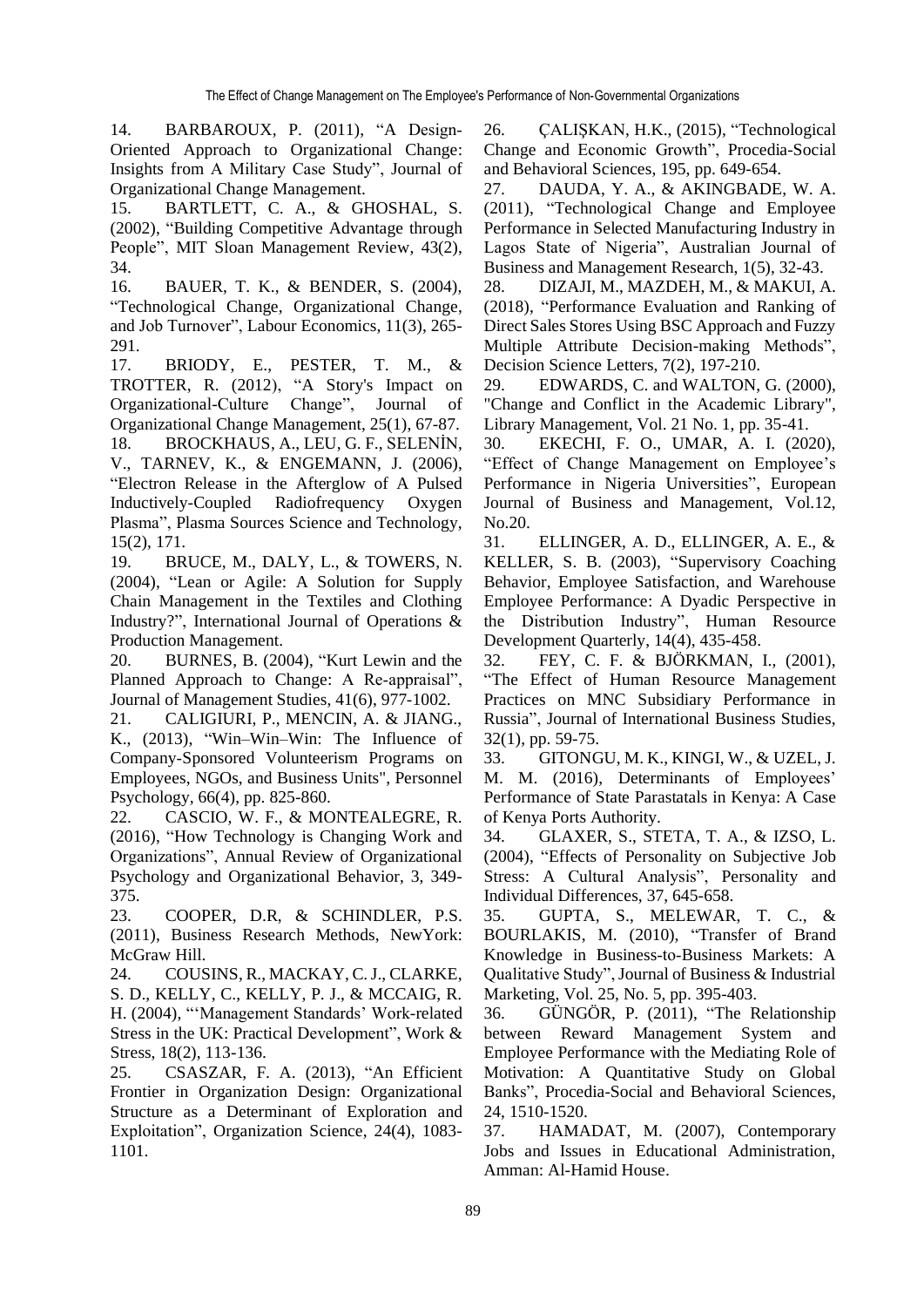14. BARBAROUX, P. (2011), "A Design-Oriented Approach to Organizational Change: Insights from A Military Case Study", Journal of Organizational Change Management.

15. BARTLETT, C. A., & GHOSHAL, S. (2002), "Building Competitive Advantage through People", MIT Sloan Management Review, 43(2), 34.

16. BAUER, T. K., & BENDER, S. (2004), "Technological Change, Organizational Change, and Job Turnover", Labour Economics, 11(3), 265-291.

17. BRIODY, E., PESTER, T. M., & TROTTER, R. (2012), "A Story's Impact on Organizational-Culture Change", Journal of Organizational Change Management, 25(1), 67-87.

18. BROCKHAUS, A., LEU, G. F., SELENİN, V., TARNEV, K., & ENGEMANN, J. (2006), "Electron Release in the Afterglow of A Pulsed Inductively-Coupled Radiofrequency Oxygen Plasma", Plasma Sources Science and Technology, 15(2), 171.

19. BRUCE, M., DALY, L., & TOWERS, N. (2004), "Lean or Agile: A Solution for Supply Chain Management in the Textiles and Clothing Industry?", International Journal of Operations & Production Management.

20. BURNES, B. (2004), "Kurt Lewin and the Planned Approach to Change: A Re-appraisal", Journal of Management Studies, 41(6), 977-1002.

21. CALIGIURI, P., MENCIN, A. & JIANG., K., (2013), "Win–Win–Win: The Influence of Company-Sponsored Volunteerism Programs on Employees, NGOs, and Business Units", Personnel Psychology, 66(4), pp. 825-860.

22. CASCIO, W. F., & MONTEALEGRE, R. (2016), "How Technology is Changing Work and Organizations", Annual Review of Organizational Psychology and Organizational Behavior, 3, 349-375.

23. COOPER, D.R, & SCHINDLER, P.S. (2011), Business Research Methods, NewYork: McGraw Hill.

24. COUSINS, R., MACKAY, C. J., CLARKE, S. D., KELLY, C., KELLY, P. J., & MCCAIG, R. H. (2004), "'Management Standards' Work-related Stress in the UK: Practical Development", Work & Stress, 18(2), 113-136.

25. CSASZAR, F. A. (2013), "An Efficient Frontier in Organization Design: Organizational Structure as a Determinant of Exploration and Exploitation", Organization Science, 24(4), 1083-1101.

26. ÇALIŞKAN, H.K., (2015), "Technological Change and Economic Growth", Procedia-Social and Behavioral Sciences, 195, pp. 649-654.

27. DAUDA, Y. A., & AKINGBADE, W. A. (2011), "Technological Change and Employee Performance in Selected Manufacturing Industry in Lagos State of Nigeria", Australian Journal of Business and Management Research, 1(5), 32-43.

28. DIZAJI, M., MAZDEH, M., & MAKUI, A. (2018), "Performance Evaluation and Ranking of Direct Sales Stores Using BSC Approach and Fuzzy Multiple Attribute Decision-making Methods", Decision Science Letters, 7(2), 197-210.

29. EDWARDS, C. and WALTON, G. (2000), "Change and Conflict in the Academic Library", Library Management, Vol. 21 No. 1, pp. 35-41.

30. EKECHI, F. O., UMAR, A. I. (2020), "Effect of Change Management on Employee's Performance in Nigeria Universities", European Journal of Business and Management, Vol.12, No.20.

31. ELLINGER, A. D., ELLINGER, A. E., & KELLER, S. B. (2003), "Supervisory Coaching Behavior, Employee Satisfaction, and Warehouse Employee Performance: A Dyadic Perspective in the Distribution Industry", Human Resource Development Quarterly, 14(4), 435-458.

32. FEY, C. F. & BJÖRKMAN, I., (2001), "The Effect of Human Resource Management Practices on MNC Subsidiary Performance in Russia", Journal of International Business Studies, 32(1), pp. 59-75.

33. GITONGU, M. K., KINGI, W., & UZEL, J. M. M. (2016), Determinants of Employees' Performance of State Parastatals in Kenya: A Case of Kenya Ports Authority.

34. GLAXER, S., STETA, T. A., & IZSO, L. (2004), "Effects of Personality on Subjective Job Stress: A Cultural Analysis", Personality and Individual Differences, 37, 645-658.

35. GUPTA, S., MELEWAR, T. C., & BOURLAKIS, M. (2010), "Transfer of Brand Knowledge in Business-to-Business Markets: A Qualitative Study", Journal of Business & Industrial Marketing, Vol. 25, No. 5, pp. 395-403.

36. GÜNGÖR, P. (2011), "The Relationship between Reward Management System and Employee Performance with the Mediating Role of Motivation: A Quantitative Study on Global Banks", Procedia-Social and Behavioral Sciences, 24, 1510-1520.

37. HAMADAT, M. (2007), Contemporary Jobs and Issues in Educational Administration, Amman: Al-Hamid House.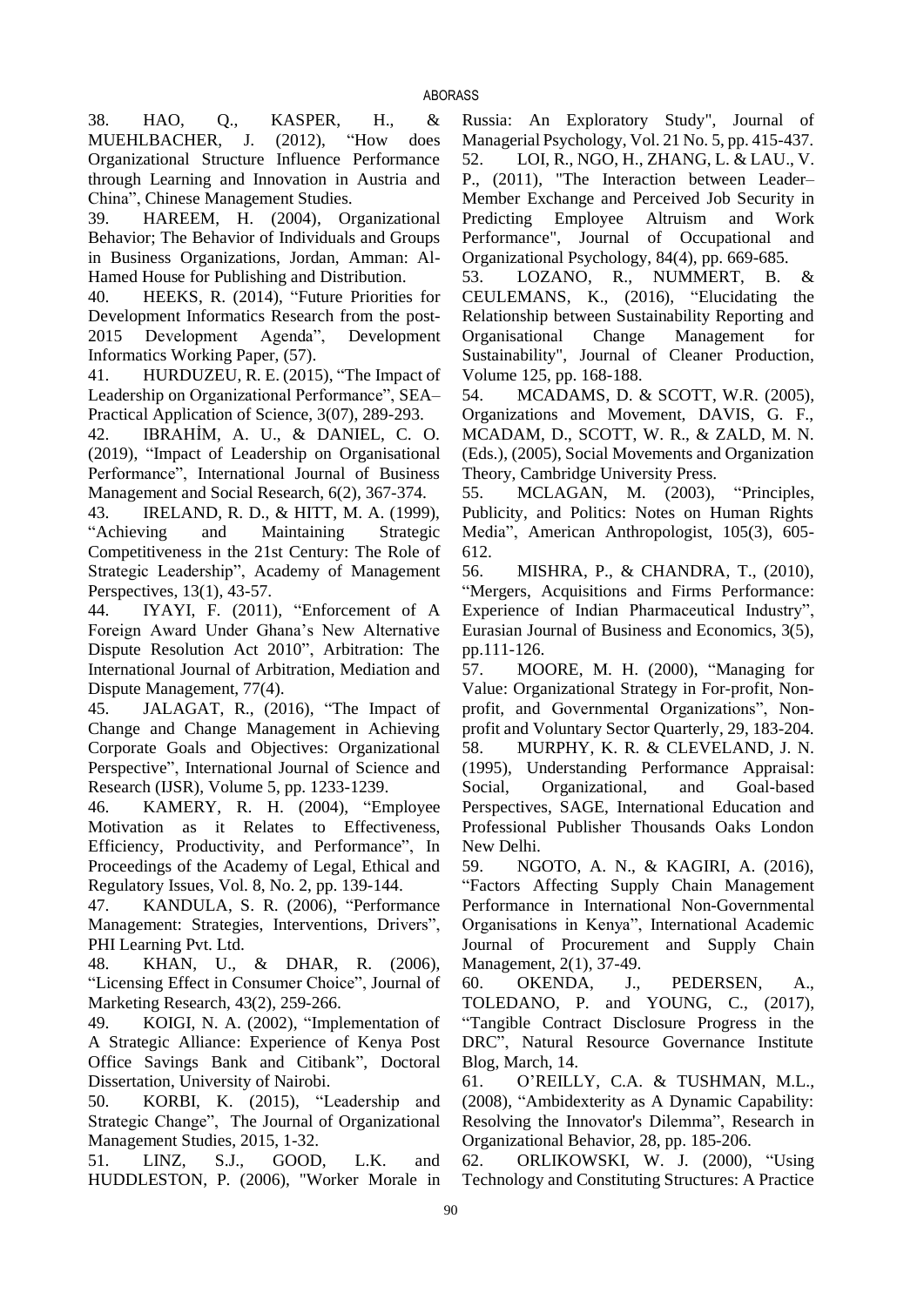38. HAO, Q., KASPER, H., & MUEHLBACHER, J. (2012), “How does Organizational Structure Influence Performance through Learning and Innovation in Austria and China”, Chinese Management Studies.

39. HAREEM, H. (2004), Organizational Behavior; The Behavior of Individuals and Groups in Business Organizations, Jordan, Amman: Al-Hamed House for Publishing and Distribution.

40. HEEKS, R. (2014), “Future Priorities for Development Informatics Research from the post-2015 Development Agenda”, Development Informatics Working Paper, (57).

41. HURDUZEU, R. E. (2015), “The Impact of Leadership on Organizational Performance”, SEA–Practical Application of Science, 3(07), 289-293.

42. IBRAHİM, A. U., & DANIEL, C. O. (2019), “Impact of Leadership on Organisational Performance”, International Journal of Business Management and Social Research, 6(2), 367-374.

43. IRELAND, R. D., & HITT, M. A. (1999), “Achieving and Maintaining Strategic Competitiveness in the 21st Century: The Role of Strategic Leadership”, Academy of Management Perspectives, 13(1), 43-57.

44. IYAYI, F. (2011), “Enforcement of A Foreign Award Under Ghana’s New Alternative Dispute Resolution Act 2010”, Arbitration: The International Journal of Arbitration, Mediation and Dispute Management, 77(4).

45. JALAGAT, R., (2016), “The Impact of Change and Change Management in Achieving Corporate Goals and Objectives: Organizational Perspective”, International Journal of Science and Research (IJSR), Volume 5, pp. 1233-1239.

46. KAMERY, R. H. (2004), “Employee Motivation as it Relates to Effectiveness, Efficiency, Productivity, and Performance”, In Proceedings of the Academy of Legal, Ethical and Regulatory Issues, Vol. 8, No. 2, pp. 139-144.

47. KANDULA, S. R. (2006), “Performance Management: Strategies, Interventions, Drivers”, PHI Learning Pvt. Ltd.

48. KHAN, U., & DHAR, R. (2006), “Licensing Effect in Consumer Choice”, Journal of Marketing Research, 43(2), 259-266.

49. KOIGI, N. A. (2002), “Implementation of A Strategic Alliance: Experience of Kenya Post Office Savings Bank and Citibank”, Doctoral Dissertation, University of Nairobi.

50. KORBI, K. (2015), “Leadership and Strategic Change”, The Journal of Organizational Management Studies, 2015, 1-32.

51. LINZ, S.J., GOOD, L.K. and HUDDLESTON, P. (2006), "Worker Morale in Russia: An Exploratory Study", Journal of Managerial Psychology, Vol. 21 No. 5, pp. 415-437.

52. LOI, R., NGO, H., ZHANG, L. & LAU., V. P., (2011), "The Interaction between Leader–Member Exchange and Perceived Job Security in Predicting Employee Altruism and Work Performance", Journal of Occupational and Organizational Psychology, 84(4), pp. 669-685.

53. LOZANO, R., NUMMERT, B. & CEULEMANS, K., (2016), “Elucidating the Relationship between Sustainability Reporting and Organisational Change Management for Sustainability", Journal of Cleaner Production, Volume 125, pp. 168-188.

54. MCADAMS, D. & SCOTT, W.R. (2005), Organizations and Movement, DAVIS, G. F., MCADAM, D., SCOTT, W. R., & ZALD, M. N. (Eds.), (2005), Social Movements and Organization Theory, Cambridge University Press.

55. MCLAGAN, M. (2003), “Principles, Publicity, and Politics: Notes on Human Rights Media”, American Anthropologist, 105(3), 605-612.

56. MISHRA, P., & CHANDRA, T., (2010), “Mergers, Acquisitions and Firms Performance: Experience of Indian Pharmaceutical Industry”, Eurasian Journal of Business and Economics, 3(5), pp.111-126.

57. MOORE, M. H. (2000), “Managing for Value: Organizational Strategy in For-profit, Non-profit, and Governmental Organizations”, Non-profit and Voluntary Sector Quarterly, 29, 183-204.

58. MURPHY, K. R. & CLEVELAND, J. N. (1995), Understanding Performance Appraisal: Social, Organizational, and Goal-based Perspectives, SAGE, International Education and Professional Publisher Thousands Oaks London New Delhi.

59. NGOTO, A. N., & KAGIRI, A. (2016), “Factors Affecting Supply Chain Management Performance in International Non-Governmental Organisations in Kenya”, International Academic Journal of Procurement and Supply Chain Management, 2(1), 37-49.

60. OKENDA, J., PEDERSEN, A., TOLEDANO, P. and YOUNG, C., (2017), “Tangible Contract Disclosure Progress in the DRC”, Natural Resource Governance Institute Blog, March, 14.

61. O’REILLY, C.A. & TUSHMAN, M.L., (2008), “Ambidexterity as A Dynamic Capability: Resolving the Innovator's Dilemma”, Research in Organizational Behavior, 28, pp. 185-206.

62. ORLIKOWSKI, W. J. (2000), “Using Technology and Constituting Structures: A Practice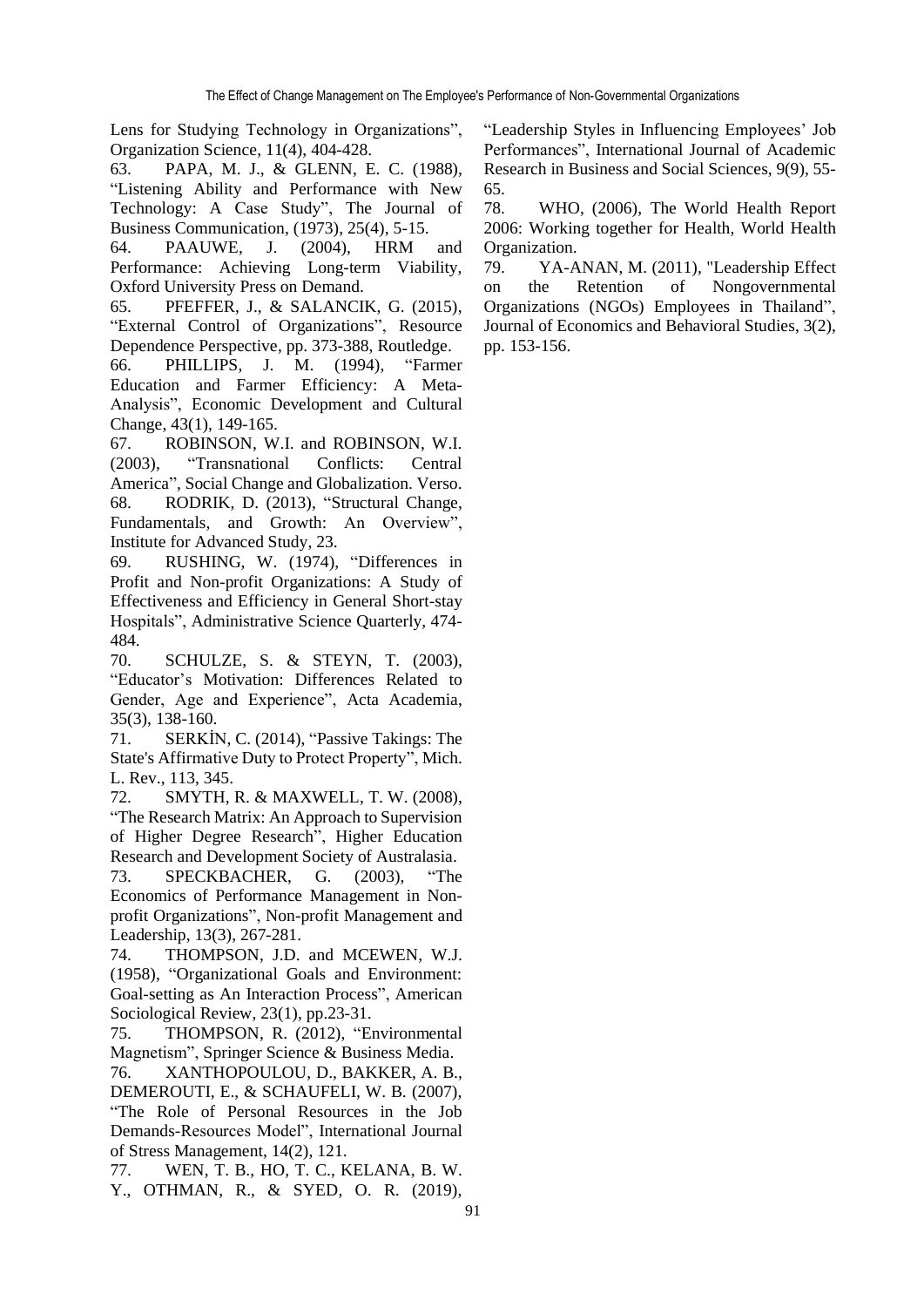Lens for Studying Technology in Organizations", Organization Science, 11(4), 404-428.

63. PAPA, M. J., & GLENN, E. C. (1988), "Listening Ability and Performance with New Technology: A Case Study", The Journal of Business Communication, (1973), 25(4), 5-15.

64. PAAUWE, J. (2004), HRM and Performance: Achieving Long-term Viability, Oxford University Press on Demand.

65. PFEFFER, J., & SALANCIK, G. (2015), "External Control of Organizations", Resource Dependence Perspective, pp. 373-388, Routledge.

66. PHILLIPS, J. M. (1994), "Farmer Education and Farmer Efficiency: A Meta-Analysis", Economic Development and Cultural Change, 43(1), 149-165.

67. ROBINSON, W.I. and ROBINSON, W.I. (2003), "Transnational Conflicts: Central America", Social Change and Globalization. Verso.

68. RODRIK, D. (2013), "Structural Change, Fundamentals, and Growth: An Overview", Institute for Advanced Study, 23.

69. RUSHING, W. (1974), "Differences in Profit and Non-profit Organizations: A Study of Effectiveness and Efficiency in General Short-stay Hospitals", Administrative Science Quarterly, 474-484.

70. SCHULZE, S. & STEYN, T. (2003), "Educator's Motivation: Differences Related to Gender, Age and Experience", Acta Academia, 35(3), 138-160.

71. SERKİN, C. (2014), "Passive Takings: The State's Affirmative Duty to Protect Property", Mich. L. Rev., 113, 345.

72. SMYTH, R. & MAXWELL, T. W. (2008), "The Research Matrix: An Approach to Supervision of Higher Degree Research", Higher Education Research and Development Society of Australasia.

73. SPECKBACHER, G. (2003), "The Economics of Performance Management in Non-profit Organizations", Non-profit Management and Leadership, 13(3), 267-281.

74. THOMPSON, J.D. and MCEWEN, W.J. (1958), "Organizational Goals and Environment: Goal-setting as An Interaction Process", American Sociological Review, 23(1), pp.23-31.

75. THOMPSON, R. (2012), "Environmental Magnetism", Springer Science & Business Media.

76. XANTHOPOULOU, D., BAKKER, A. B., DEMEROUTI, E., & SCHAUFELI, W. B. (2007), "The Role of Personal Resources in the Job Demands-Resources Model", International Journal of Stress Management, 14(2), 121.

77. WEN, T. B., HO, T. C., KELANA, B. W. Y., OTHMAN, R., & SYED, O. R. (2019), "Leadership Styles in Influencing Employees' Job Performances", International Journal of Academic Research in Business and Social Sciences, 9(9), 55-65.

78. WHO, (2006), The World Health Report 2006: Working together for Health, World Health Organization.

79. YA-ANAN, M. (2011), "Leadership Effect on the Retention of Nongovernmental Organizations (NGOs) Employees in Thailand", Journal of Economics and Behavioral Studies, 3(2), pp. 153-156.